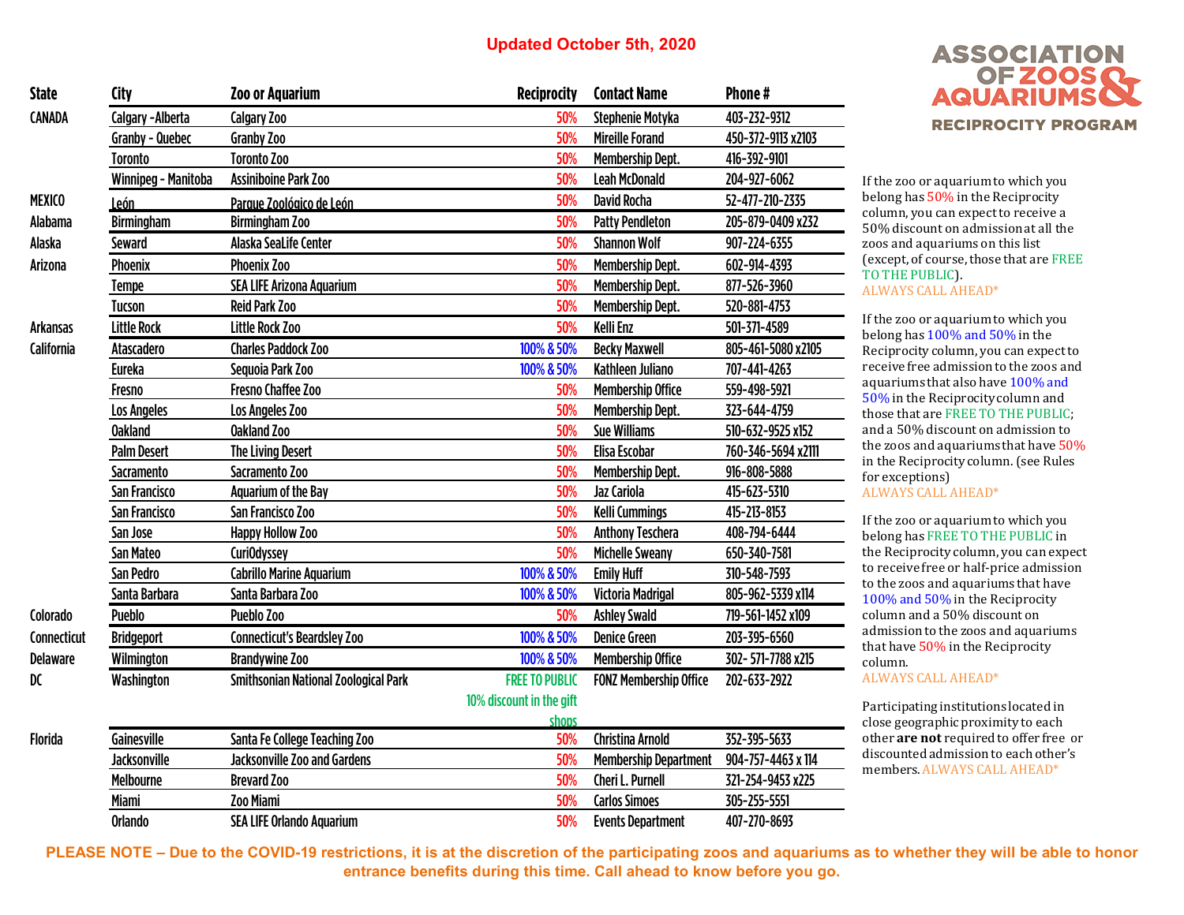Updated October 5th, 2020

# ASSOCIATION OF ZOOS & AQUARIUMS
## RECIPROCITY PROGRAM

| State | City | Zoo or Aquarium | Reciprocity | Contact Name | Phone # |
|---|---|---|---|---|---|
| CANADA | Calgary -Alberta | Calgary Zoo | 50% | Stephenie Motyka | 403-232-9312 |
| | Granby - Quebec | Granby Zoo | 50% | Mireille Forand | 450-372-9113 x2103 |
| | Toronto | Toronto Zoo | 50% | Membership Dept. | 416-392-9101 |
| | Winnipeg - Manitoba | Assiniboine Park Zoo | 50% | Leah McDonald | 204-927-6062 |
| MEXICO | León | Parque Zoológico de León | 50% | David Rocha | 52-477-210-2335 |
| Alabama | Birmingham | Birmingham Zoo | 50% | Patty Pendleton | 205-879-0409 x232 |
| Alaska | Seward | Alaska SeaLife Center | 50% | Shannon Wolf | 907-224-6355 |
| Arizona | Phoenix | Phoenix Zoo | 50% | Membership Dept. | 602-914-4393 |
| | Tempe | SEA LIFE Arizona Aquarium | 50% | Membership Dept. | 877-526-3960 |
| | Tucson | Reid Park Zoo | 50% | Membership Dept. | 520-881-4753 |
| Arkansas | Little Rock | Little Rock Zoo | 50% | Kelli Enz | 501-371-4589 |
| California | Atascadero | Charles Paddock Zoo | 100% & 50% | Becky Maxwell | 805-461-5080 x2105 |
| | Eureka | Sequoia Park Zoo | 100% & 50% | Kathleen Juliano | 707-441-4263 |
| | Fresno | Fresno Chaffee Zoo | 50% | Membership Office | 559-498-5921 |
| | Los Angeles | Los Angeles Zoo | 50% | Membership Dept. | 323-644-4759 |
| | Oakland | Oakland Zoo | 50% | Sue Williams | 510-632-9525 x152 |
| | Palm Desert | The Living Desert | 50% | Elisa Escobar | 760-346-5694 x2111 |
| | Sacramento | Sacramento Zoo | 50% | Membership Dept. | 916-808-5888 |
| | San Francisco | Aquarium of the Bay | 50% | Jaz Cariola | 415-623-5310 |
| | San Francisco | San Francisco Zoo | 50% | Kelli Cummings | 415-213-8153 |
| | San Jose | Happy Hollow Zoo | 50% | Anthony Teschera | 408-794-6444 |
| | San Mateo | CuriOdyssey | 50% | Michelle Sweany | 650-340-7581 |
| | San Pedro | Cabrillo Marine Aquarium | 100% & 50% | Emily Huff | 310-548-7593 |
| | Santa Barbara | Santa Barbara Zoo | 100% & 50% | Victoria Madrigal | 805-962-5339 x114 |
| Colorado | Pueblo | Pueblo Zoo | 50% | Ashley Swald | 719-561-1452 x109 |
| Connecticut | Bridgeport | Connecticut's Beardsley Zoo | 100% & 50% | Denice Green | 203-395-6560 |
| Delaware | Wilmington | Brandywine Zoo | 100% & 50% | Membership Office | 302- 571-7788 x215 |
| DC | Washington | Smithsonian National Zoological Park | FREE TO PUBLIC 10% discount in the gift shops | FONZ Membership Office | 202-633-2922 |
| Florida | Gainesville | Santa Fe College Teaching Zoo | 50% | Christina Arnold | 352-395-5633 |
| | Jacksonville | Jacksonville Zoo and Gardens | 50% | Membership Department | 904-757-4463 x 114 |
| | Melbourne | Brevard Zoo | 50% | Cheri L. Purnell | 321-254-9453 x225 |
| | Miami | Zoo Miami | 50% | Carlos Simoes | 305-255-5551 |
| | Orlando | SEA LIFE Orlando Aquarium | 50% | Events Department | 407-270-8693 |

If the zoo or aquarium to which you belong has 50% in the Reciprocity column, you can expect to receive a 50% discount on admission at all the zoos and aquariums on this list (except, of course, those that are FREE TO THE PUBLIC). ALWAYS CALL AHEAD*

If the zoo or aquarium to which you belong has 100% and 50% in the Reciprocity column, you can expect to receive free admission to the zoos and aquariums that also have 100% and 50% in the Reciprocity column and those that are FREE TO THE PUBLIC; and a 50% discount on admission to the zoos and aquariums that have 50% in the Reciprocity column. (see Rules for exceptions) ALWAYS CALL AHEAD*

If the zoo or aquarium to which you belong has FREE TO THE PUBLIC in the Reciprocity column, you can expect to receive free or half-price admission to the zoos and aquariums that have 100% and 50% in the Reciprocity column and a 50% discount on admission to the zoos and aquariums that have 50% in the Reciprocity column. ALWAYS CALL AHEAD*

Participating institutions located in close geographic proximity to each other **are not** required to offer free or discounted admission to each other's members. ALWAYS CALL AHEAD*

**PLEASE NOTE – Due to the COVID-19 restrictions, it is at the discretion of the participating zoos and aquariums as to whether they will be able to honor entrance benefits during this time. Call ahead to know before you go.**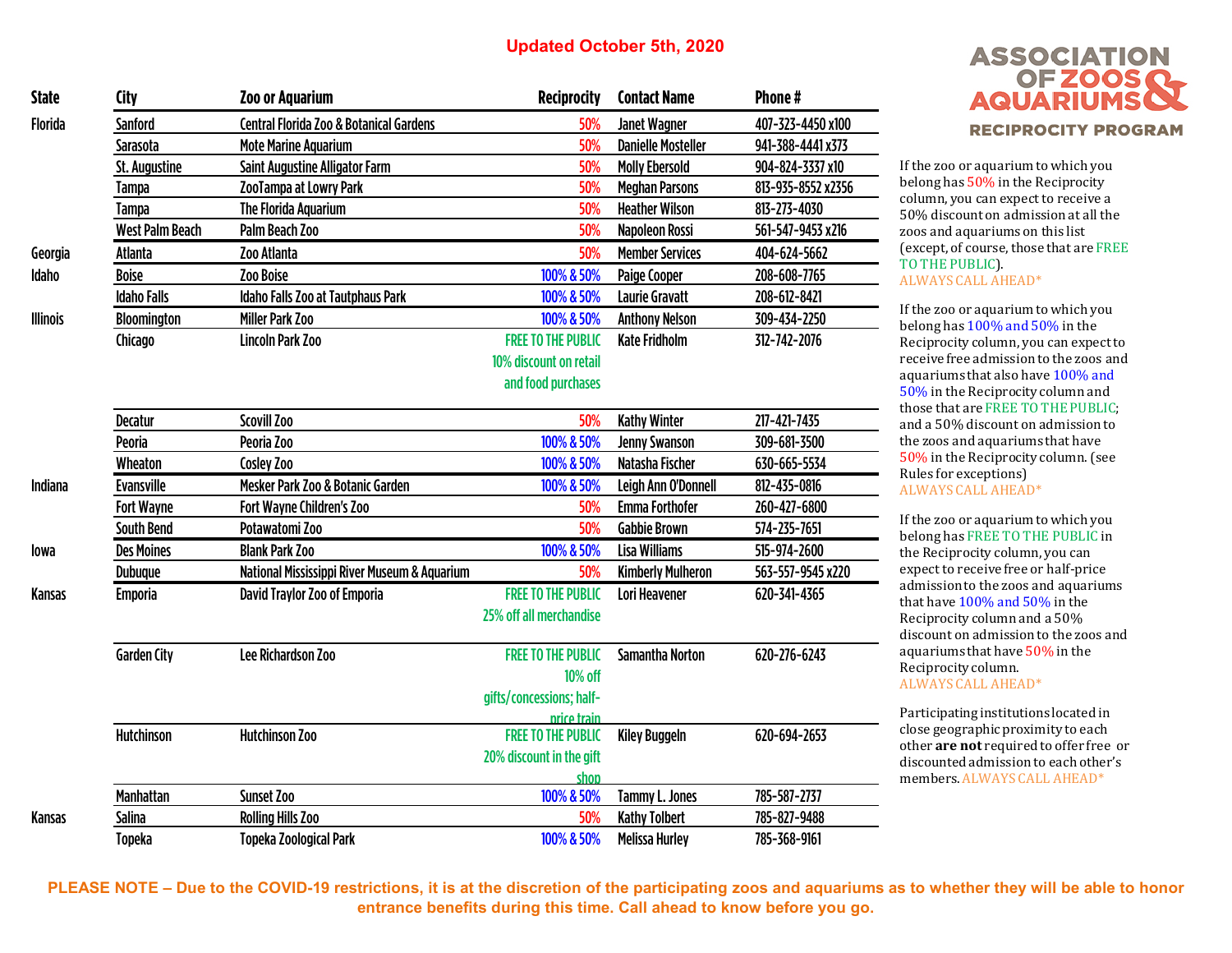**Updated October 5th, 2020**

**ASSOCIATION OF ZOOS & AQUARIUMS**
**RECIPROCITY PROGRAM**

| State | City | Zoo or Aquarium | Reciprocity | Contact Name | Phone # |
|---|---|---|---|---|---|
| Florida | Sanford | Central Florida Zoo & Botanical Gardens | 50% | Janet Wagner | 407-323-4450 x100 |
| | Sarasota | Mote Marine Aquarium | 50% | Danielle Mosteller | 941-388-4441 x373 |
| | St. Augustine | Saint Augustine Alligator Farm | 50% | Molly Ebersold | 904-824-3337 x10 |
| | Tampa | ZooTampa at Lowry Park | 50% | Meghan Parsons | 813-935-8552 x2356 |
| | Tampa | The Florida Aquarium | 50% | Heather Wilson | 813-273-4030 |
| | West Palm Beach | Palm Beach Zoo | 50% | Napoleon Rossi | 561-547-9453 x216 |
| Georgia | Atlanta | Zoo Atlanta | 50% | Member Services | 404-624-5662 |
| Idaho | Boise | Zoo Boise | 100% & 50% | Paige Cooper | 208-608-7765 |
| | Idaho Falls | Idaho Falls Zoo at Tautphaus Park | 100% & 50% | Laurie Gravatt | 208-612-8421 |
| Illinois | Bloomington | Miller Park Zoo | 100% & 50% | Anthony Nelson | 309-434-2250 |
| | Chicago | Lincoln Park Zoo | FREE TO THE PUBLIC 10% discount on retail and food purchases | Kate Fridholm | 312-742-2076 |
| | Decatur | Scovill Zoo | 50% | Kathy Winter | 217-421-7435 |
| | Peoria | Peoria Zoo | 100% & 50% | Jenny Swanson | 309-681-3500 |
| | Wheaton | Cosley Zoo | 100% & 50% | Natasha Fischer | 630-665-5534 |
| Indiana | Evansville | Mesker Park Zoo & Botanic Garden | 100% & 50% | Leigh Ann O'Donnell | 812-435-0816 |
| | Fort Wayne | Fort Wayne Children's Zoo | 50% | Emma Forthofer | 260-427-6800 |
| | South Bend | Potawatomi Zoo | 50% | Gabbie Brown | 574-235-7651 |
| Iowa | Des Moines | Blank Park Zoo | 100% & 50% | Lisa Williams | 515-974-2600 |
| | Dubuque | National Mississippi River Museum & Aquarium | 50% | Kimberly Mulheron | 563-557-9545 x220 |
| Kansas | Emporia | David Traylor Zoo of Emporia | FREE TO THE PUBLIC 25% off all merchandise | Lori Heavener | 620-341-4365 |
| | Garden City | Lee Richardson Zoo | FREE TO THE PUBLIC 10% off gifts/concessions; half-price train | Samantha Norton | 620-276-6243 |
| | Hutchinson | Hutchinson Zoo | FREE TO THE PUBLIC 20% discount in the gift shop | Kiley Buggeln | 620-694-2653 |
| | Manhattan | Sunset Zoo | 100% & 50% | Tammy L. Jones | 785-587-2737 |
| Kansas | Salina | Rolling Hills Zoo | 50% | Kathy Tolbert | 785-827-9488 |
| | Topeka | Topeka Zoological Park | 100% & 50% | Melissa Hurley | 785-368-9161 |

If the zoo or aquarium to which you belong has 50% in the Reciprocity column, you can expect to receive a 50% discount on admission at all the zoos and aquariums on this list (except, of course, those that are FREE TO THE PUBLIC).
ALWAYS CALL AHEAD*

If the zoo or aquarium to which you belong has 100% and 50% in the Reciprocity column, you can expect to receive free admission to the zoos and aquariums that also have 100% and 50% in the Reciprocity column and those that are FREE TO THE PUBLIC; and a 50% discount on admission to the zoos and aquariums that have 50% in the Reciprocity column. (see Rules for exceptions)
ALWAYS CALL AHEAD*

If the zoo or aquarium to which you belong has FREE TO THE PUBLIC in the Reciprocity column, you can expect to receive free or half-price admission to the zoos and aquariums that have 100% and 50% in the Reciprocity column and a 50% discount on admission to the zoos and aquariums that have 50% in the Reciprocity column.
ALWAYS CALL AHEAD*

Participating institutions located in close geographic proximity to each other **are not** required to offer free or discounted admission to each other's members. ALWAYS CALL AHEAD*

**PLEASE NOTE – Due to the COVID-19 restrictions, it is at the discretion of the participating zoos and aquariums as to whether they will be able to honor entrance benefits during this time. Call ahead to know before you go.**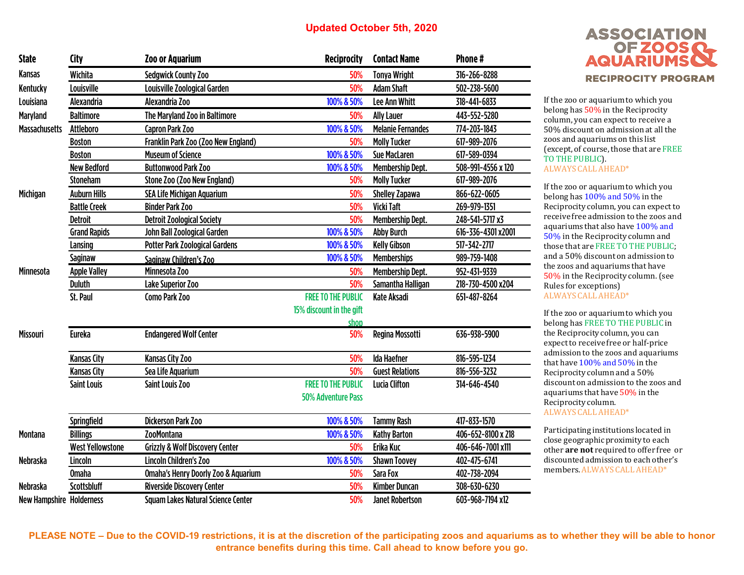**Updated October 5th, 2020**

**ASSOCIATION OF ZOOS & AQUARIUMS RECIPROCITY PROGRAM**

| State | City | Zoo or Aquarium | Reciprocity | Contact Name | Phone # |
|---|---|---|---|---|---|
| Kansas | Wichita | Sedgwick County Zoo | 50% | Tonya Wright | 316-266-8288 |
| Kentucky | Louisville | Louisville Zoological Garden | 50% | Adam Shaft | 502-238-5600 |
| Louisiana | Alexandria | Alexandria Zoo | 100% & 50% | Lee Ann Whitt | 318-441-6833 |
| Maryland | Baltimore | The Maryland Zoo in Baltimore | 50% | Ally Lauer | 443-552-5280 |
| Massachusetts | Attleboro | Capron Park Zoo | 100% & 50% | Melanie Fernandes | 774-203-1843 |
| | Boston | Franklin Park Zoo (Zoo New England) | 50% | Molly Tucker | 617-989-2076 |
| | Boston | Museum of Science | 100% & 50% | Sue MacLaren | 617-589-0394 |
| | New Bedford | Buttonwood Park Zoo | 100% & 50% | Membership Dept. | 508-991-4556 x 120 |
| | Stoneham | Stone Zoo (Zoo New England) | 50% | Molly Tucker | 617-989-2076 |
| Michigan | Auburn Hills | SEA Life Michigan Aquarium | 50% | Shelley Zapawa | 866-622-0605 |
| | Battle Creek | Binder Park Zoo | 50% | Vicki Taft | 269-979-1351 |
| | Detroit | Detroit Zoological Society | 50% | Membership Dept. | 248-541-5717 x3 |
| | Grand Rapids | John Ball Zoological Garden | 100% & 50% | Abby Burch | 616-336-4301 x2001 |
| | Lansing | Potter Park Zoological Gardens | 100% & 50% | Kelly Gibson | 517-342-2717 |
| | Saginaw | Saginaw Children's Zoo | 100% & 50% | Memberships | 989-759-1408 |
| Minnesota | Apple Valley | Minnesota Zoo | 50% | Membership Dept. | 952-431-9339 |
| | Duluth | Lake Superior Zoo | 50% | Samantha Halligan | 218-730-4500 x204 |
| | St. Paul | Como Park Zoo | FREE TO THE PUBLIC 15% discount in the gift shop | Kate Aksadi | 651-487-8264 |
| Missouri | Eureka | Endangered Wolf Center | 50% | Regina Mossotti | 636-938-5900 |
| | Kansas City | Kansas City Zoo | 50% | Ida Haefner | 816-595-1234 |
| | Kansas City | Sea Life Aquarium | 50% | Guest Relations | 816-556-3232 |
| | Saint Louis | Saint Louis Zoo | FREE TO THE PUBLIC 50% Adventure Pass | Lucia Clifton | 314-646-4540 |
| | Springfield | Dickerson Park Zoo | 100% & 50% | Tammy Rash | 417-833-1570 |
| Montana | Billings | ZooMontana | 100% & 50% | Kathy Barton | 406-652-8100 x 218 |
| | West Yellowstone | Grizzly & Wolf Discovery Center | 50% | Erika Kuc | 406-646-7001 x111 |
| Nebraska | Lincoln | Lincoln Children's Zoo | 100% & 50% | Shawn Toovey | 402-475-6741 |
| | Omaha | Omaha's Henry Doorly Zoo & Aquarium | 50% | Sara Fox | 402-738-2094 |
| Nebraska | Scottsbluff | Riverside Discovery Center | 50% | Kimber Duncan | 308-630-6230 |
| New Hampshire | Holderness | Squam Lakes Natural Science Center | 50% | Janet Robertson | 603-968-7194 x12 |

If the zoo or aquarium to which you belong has 50% in the Reciprocity column, you can expect to receive a 50% discount on admission at all the zoos and aquariums on this list (except, of course, those that are FREE TO THE PUBLIC). ALWAYS CALL AHEAD*

If the zoo or aquarium to which you belong has 100% and 50% in the Reciprocity column, you can expect to receive free admission to the zoos and aquariums that also have 100% and 50% in the Reciprocity column and those that are FREE TO THE PUBLIC; and a 50% discount on admission to the zoos and aquariums that have 50% in the Reciprocity column. (see Rules for exceptions) ALWAYS CALL AHEAD*

If the zoo or aquarium to which you belong has FREE TO THE PUBLIC in the Reciprocity column, you can expect to receive free or half-price admission to the zoos and aquariums that have 100% and 50% in the Reciprocity column and a 50% discount on admission to the zoos and aquariums that have 50% in the Reciprocity column. ALWAYS CALL AHEAD*

Participating institutions located in close geographic proximity to each other **are not** required to offer free or discounted admission to each other's members. ALWAYS CALL AHEAD*

**PLEASE NOTE – Due to the COVID-19 restrictions, it is at the discretion of the participating zoos and aquariums as to whether they will be able to honor entrance benefits during this time. Call ahead to know before you go.**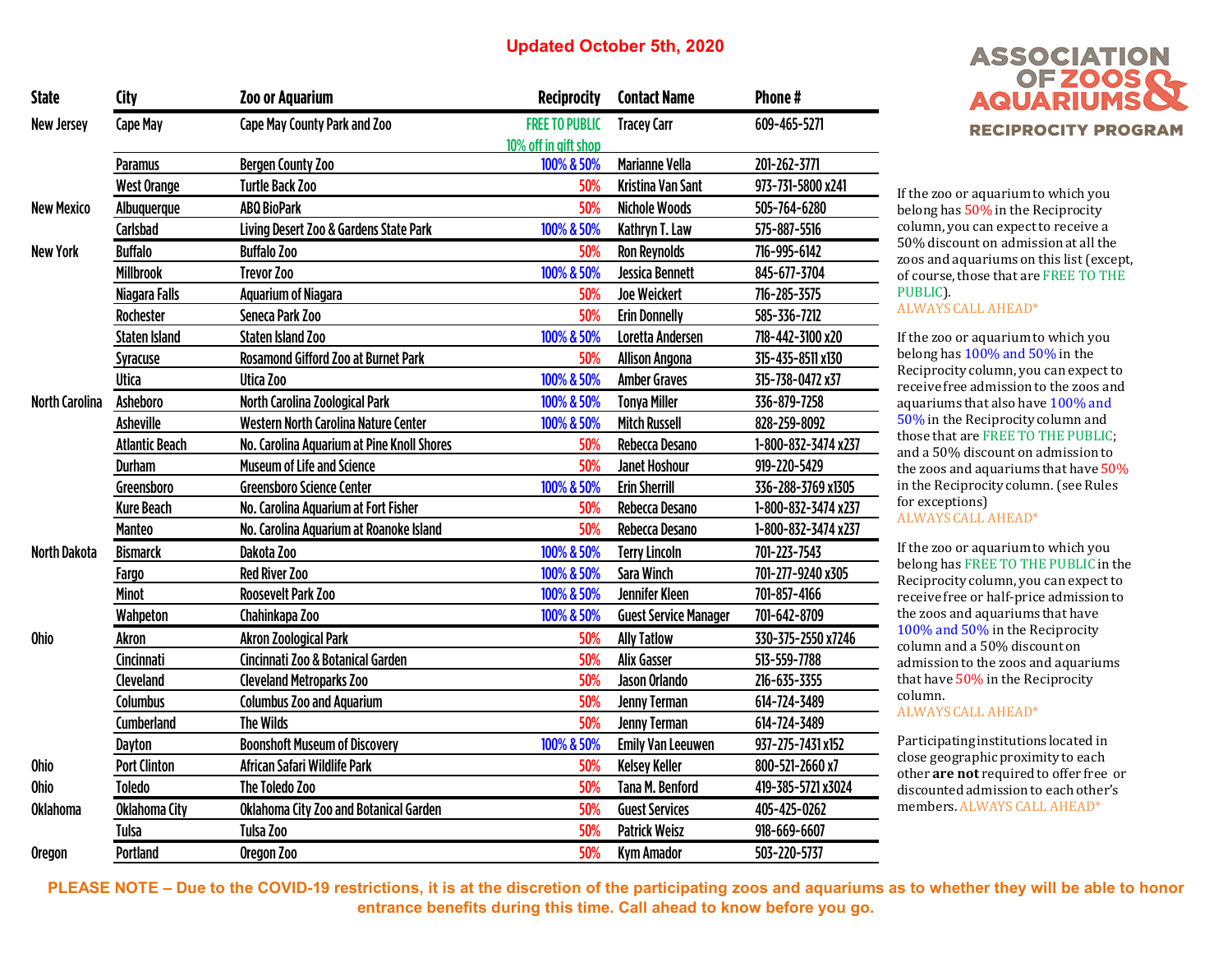**Updated October 5th, 2020**

**ASSOCIATION OF ZOOS & AQUARIUMS**
**RECIPROCITY PROGRAM**

| State | City | Zoo or Aquarium | Reciprocity | Contact Name | Phone # |
|---|---|---|---|---|---|
| New Jersey | Cape May | Cape May County Park and Zoo | FREE TO PUBLIC 10% off in gift shop | Tracey Carr | 609-465-5271 |
| | Paramus | Bergen County Zoo | 100% & 50% | Marianne Vella | 201-262-3771 |
| | West Orange | Turtle Back Zoo | 50% | Kristina Van Sant | 973-731-5800 x241 |
| New Mexico | Albuquerque | ABQ BioPark | 50% | Nichole Woods | 505-764-6280 |
| | Carlsbad | Living Desert Zoo & Gardens State Park | 100% & 50% | Kathryn T. Law | 575-887-5516 |
| New York | Buffalo | Buffalo Zoo | 50% | Ron Reynolds | 716-995-6142 |
| | Millbrook | Trevor Zoo | 100% & 50% | Jessica Bennett | 845-677-3704 |
| | Niagara Falls | Aquarium of Niagara | 50% | Joe Weickert | 716-285-3575 |
| | Rochester | Seneca Park Zoo | 50% | Erin Donnelly | 585-336-7212 |
| | Staten Island | Staten Island Zoo | 100% & 50% | Loretta Andersen | 718-442-3100 x20 |
| | Syracuse | Rosamond Gifford Zoo at Burnet Park | 50% | Allison Angona | 315-435-8511 x130 |
| | Utica | Utica Zoo | 100% & 50% | Amber Graves | 315-738-0472 x37 |
| North Carolina | Asheboro | North Carolina Zoological Park | 100% & 50% | Tonya Miller | 336-879-7258 |
| | Asheville | Western North Carolina Nature Center | 100% & 50% | Mitch Russell | 828-259-8092 |
| | Atlantic Beach | No. Carolina Aquarium at Pine Knoll Shores | 50% | Rebecca Desano | 1-800-832-3474 x237 |
| | Durham | Museum of Life and Science | 50% | Janet Hoshour | 919-220-5429 |
| | Greensboro | Greensboro Science Center | 100% & 50% | Erin Sherrill | 336-288-3769 x1305 |
| | Kure Beach | No. Carolina Aquarium at Fort Fisher | 50% | Rebecca Desano | 1-800-832-3474 x237 |
| | Manteo | No. Carolina Aquarium at Roanoke Island | 50% | Rebecca Desano | 1-800-832-3474 x237 |
| North Dakota | Bismarck | Dakota Zoo | 100% & 50% | Terry Lincoln | 701-223-7543 |
| | Fargo | Red River Zoo | 100% & 50% | Sara Winch | 701-277-9240 x305 |
| | Minot | Roosevelt Park Zoo | 100% & 50% | Jennifer Kleen | 701-857-4166 |
| | Wahpeton | Chahinkapa Zoo | 100% & 50% | Guest Service Manager | 701-642-8709 |
| Ohio | Akron | Akron Zoological Park | 50% | Ally Tatlow | 330-375-2550 x7246 |
| | Cincinnati | Cincinnati Zoo & Botanical Garden | 50% | Alix Gasser | 513-559-7788 |
| | Cleveland | Cleveland Metroparks Zoo | 50% | Jason Orlando | 216-635-3355 |
| | Columbus | Columbus Zoo and Aquarium | 50% | Jenny Terman | 614-724-3489 |
| | Cumberland | The Wilds | 50% | Jenny Terman | 614-724-3489 |
| | Dayton | Boonshoft Museum of Discovery | 100% & 50% | Emily Van Leeuwen | 937-275-7431 x152 |
| Ohio | Port Clinton | African Safari Wildlife Park | 50% | Kelsey Keller | 800-521-2660 x7 |
| Ohio | Toledo | The Toledo Zoo | 50% | Tana M. Benford | 419-385-5721 x3024 |
| Oklahoma | Oklahoma City | Oklahoma City Zoo and Botanical Garden | 50% | Guest Services | 405-425-0262 |
| | Tulsa | Tulsa Zoo | 50% | Patrick Weisz | 918-669-6607 |
| Oregon | Portland | Oregon Zoo | 50% | Kym Amador | 503-220-5737 |

If the zoo or aquarium to which you belong has 50% in the Reciprocity column, you can expect to receive a 50% discount on admission at all the zoos and aquariums on this list (except, of course, those that are FREE TO THE PUBLIC).
ALWAYS CALL AHEAD*

If the zoo or aquarium to which you belong has 100% and 50% in the Reciprocity column, you can expect to receive free admission to the zoos and aquariums that also have 100% and 50% in the Reciprocity column and those that are FREE TO THE PUBLIC; and a 50% discount on admission to the zoos and aquariums that have 50% in the Reciprocity column. (see Rules for exceptions)
ALWAYS CALL AHEAD*

If the zoo or aquarium to which you belong has FREE TO THE PUBLIC in the Reciprocity column, you can expect to receive free or half-price admission to the zoos and aquariums that have 100% and 50% in the Reciprocity column and a 50% discount on admission to the zoos and aquariums that have 50% in the Reciprocity column.
ALWAYS CALL AHEAD*

Participating institutions located in close geographic proximity to each other **are not** required to offer free or discounted admission to each other's members. ALWAYS CALL AHEAD*

**PLEASE NOTE – Due to the COVID-19 restrictions, it is at the discretion of the participating zoos and aquariums as to whether they will be able to honor entrance benefits during this time. Call ahead to know before you go.**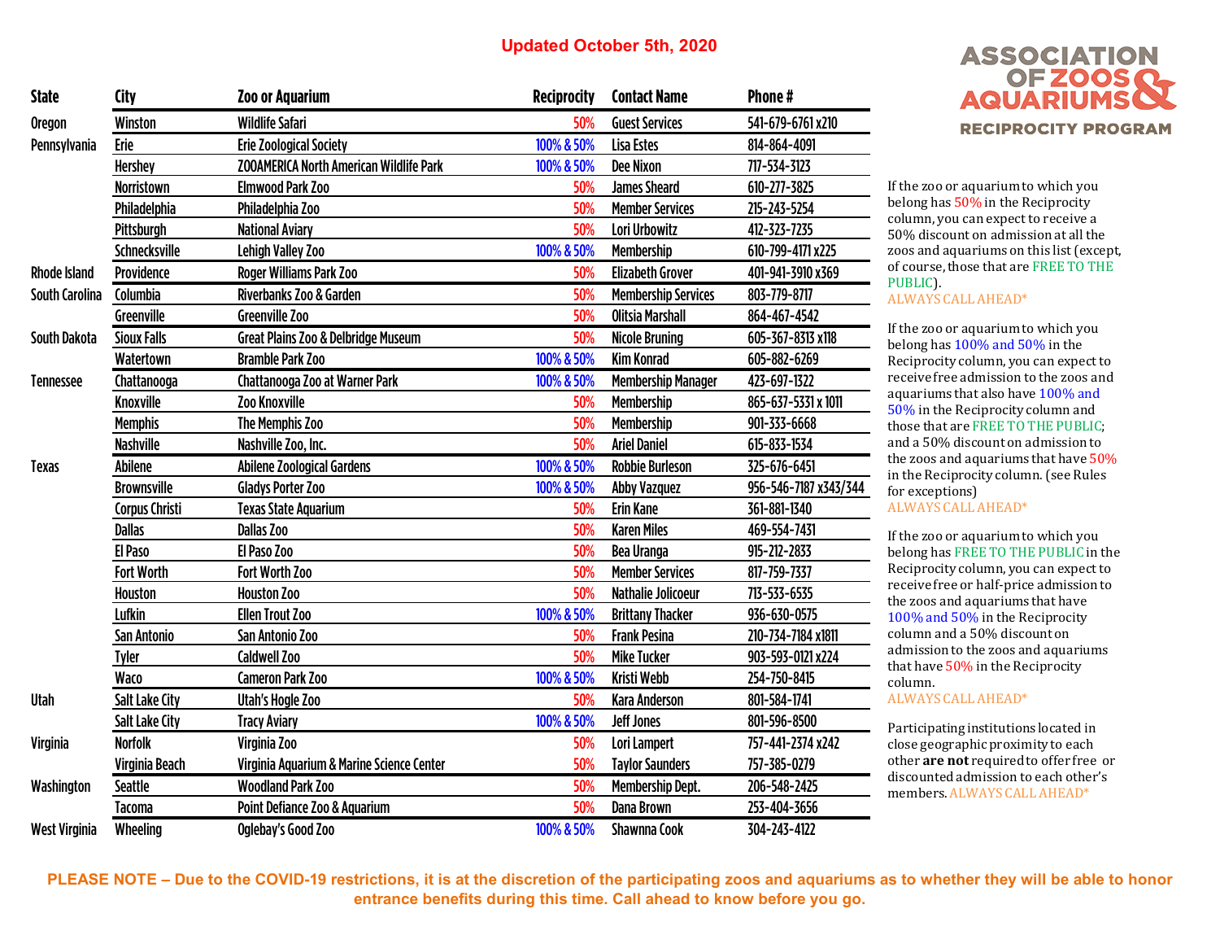Updated October 5th, 2020

ASSOCIATION OF ZOOS & AQUARIUMS
RECIPROCITY PROGRAM

| State | City | Zoo or Aquarium | Reciprocity | Contact Name | Phone # |
|---|---|---|---|---|---|
| Oregon | Winston | Wildlife Safari | 50% | Guest Services | 541-679-6761 x210 |
| Pennsylvania | Erie | Erie Zoological Society | 100% & 50% | Lisa Estes | 814-864-4091 |
| | Hershey | ZOOAMERICA North American Wildlife Park | 100% & 50% | Dee Nixon | 717-534-3123 |
| | Norristown | Elmwood Park Zoo | 50% | James Sheard | 610-277-3825 |
| | Philadelphia | Philadelphia Zoo | 50% | Member Services | 215-243-5254 |
| | Pittsburgh | National Aviary | 50% | Lori Urbowitz | 412-323-7235 |
| | Schnecksville | Lehigh Valley Zoo | 100% & 50% | Membership | 610-799-4171 x225 |
| Rhode Island | Providence | Roger Williams Park Zoo | 50% | Elizabeth Grover | 401-941-3910 x369 |
| South Carolina | Columbia | Riverbanks Zoo & Garden | 50% | Membership Services | 803-779-8717 |
| | Greenville | Greenville Zoo | 50% | Olitsia Marshall | 864-467-4542 |
| South Dakota | Sioux Falls | Great Plains Zoo & Delbridge Museum | 50% | Nicole Bruning | 605-367-8313 x118 |
| | Watertown | Bramble Park Zoo | 100% & 50% | Kim Konrad | 605-882-6269 |
| Tennessee | Chattanooga | Chattanooga Zoo at Warner Park | 100% & 50% | Membership Manager | 423-697-1322 |
| | Knoxville | Zoo Knoxville | 50% | Membership | 865-637-5331 x 1011 |
| | Memphis | The Memphis Zoo | 50% | Membership | 901-333-6668 |
| | Nashville | Nashville Zoo, Inc. | 50% | Ariel Daniel | 615-833-1534 |
| Texas | Abilene | Abilene Zoological Gardens | 100% & 50% | Robbie Burleson | 325-676-6451 |
| | Brownsville | Gladys Porter Zoo | 100% & 50% | Abby Vazquez | 956-546-7187 x343/344 |
| | Corpus Christi | Texas State Aquarium | 50% | Erin Kane | 361-881-1340 |
| | Dallas | Dallas Zoo | 50% | Karen Miles | 469-554-7431 |
| | El Paso | El Paso Zoo | 50% | Bea Uranga | 915-212-2833 |
| | Fort Worth | Fort Worth Zoo | 50% | Member Services | 817-759-7337 |
| | Houston | Houston Zoo | 50% | Nathalie Jolicoeur | 713-533-6535 |
| | Lufkin | Ellen Trout Zoo | 100% & 50% | Brittany Thacker | 936-630-0575 |
| | San Antonio | San Antonio Zoo | 50% | Frank Pesina | 210-734-7184 x1811 |
| | Tyler | Caldwell Zoo | 50% | Mike Tucker | 903-593-0121 x224 |
| | Waco | Cameron Park Zoo | 100% & 50% | Kristi Webb | 254-750-8415 |
| Utah | Salt Lake City | Utah's Hogle Zoo | 50% | Kara Anderson | 801-584-1741 |
| | Salt Lake City | Tracy Aviary | 100% & 50% | Jeff Jones | 801-596-8500 |
| Virginia | Norfolk | Virginia Zoo | 50% | Lori Lampert | 757-441-2374 x242 |
| | Virginia Beach | Virginia Aquarium & Marine Science Center | 50% | Taylor Saunders | 757-385-0279 |
| Washington | Seattle | Woodland Park Zoo | 50% | Membership Dept. | 206-548-2425 |
| | Tacoma | Point Defiance Zoo & Aquarium | 50% | Dana Brown | 253-404-3656 |
| West Virginia | Wheeling | Oglebay's Good Zoo | 100% & 50% | Shawnna Cook | 304-243-4122 |

If the zoo or aquarium to which you belong has 50% in the Reciprocity column, you can expect to receive a 50% discount on admission at all the zoos and aquariums on this list (except, of course, those that are FREE TO THE PUBLIC).
ALWAYS CALL AHEAD*

If the zoo or aquarium to which you belong has 100% and 50% in the Reciprocity column, you can expect to receive free admission to the zoos and aquariums that also have 100% and 50% in the Reciprocity column and those that are FREE TO THE PUBLIC; and a 50% discount on admission to the zoos and aquariums that have 50% in the Reciprocity column. (see Rules for exceptions)
ALWAYS CALL AHEAD*

If the zoo or aquarium to which you belong has FREE TO THE PUBLIC in the Reciprocity column, you can expect to receive free or half-price admission to the zoos and aquariums that have 100% and 50% in the Reciprocity column and a 50% discount on admission to the zoos and aquariums that have 50% in the Reciprocity column.
ALWAYS CALL AHEAD*

Participating institutions located in close geographic proximity to each other **are not** required to offer free or discounted admission to each other's members. ALWAYS CALL AHEAD*

**PLEASE NOTE – Due to the COVID-19 restrictions, it is at the discretion of the participating zoos and aquariums as to whether they will be able to honor entrance benefits during this time. Call ahead to know before you go.**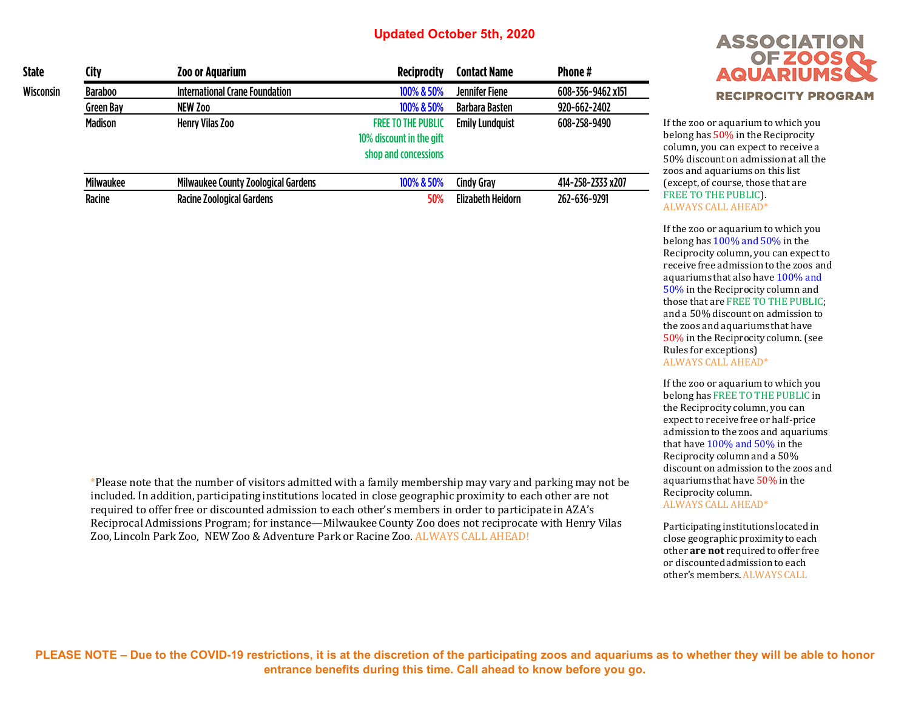Updated October 5th, 2020

| State | City | Zoo or Aquarium | Reciprocity | Contact Name | Phone # |
|---|---|---|---|---|---|
| Wisconsin | Baraboo | International Crane Foundation | 100% & 50% | Jennifer Fiene | 608-356-9462 x151 |
| | Green Bay | NEW Zoo | 100% & 50% | Barbara Basten | 920-662-2402 |
| | Madison | Henry Vilas Zoo | FREE TO THE PUBLIC 10% discount in the gift shop and concessions | Emily Lundquist | 608-258-9490 |
| | Milwaukee | Milwaukee County Zoological Gardens | 100% & 50% | Cindy Gray | 414-258-2333 x207 |
| | Racine | Racine Zoological Gardens | 50% | Elizabeth Heidorn | 262-636-9291 |

*Please note that the number of visitors admitted with a family membership may vary and parking may not be included. In addition, participating institutions located in close geographic proximity to each other are not required to offer free or discounted admission to each other's members in order to participate in AZA's Reciprocal Admissions Program; for instance—Milwaukee County Zoo does not reciprocate with Henry Vilas Zoo, Lincoln Park Zoo, NEW Zoo & Adventure Park or Racine Zoo. ALWAYS CALL AHEAD!

ASSOCIATION OF ZOOS & AQUARIUMS

RECIPROCITY PROGRAM

If the zoo or aquarium to which you belong has 50% in the Reciprocity column, you can expect to receive a 50% discount on admission at all the zoos and aquariums on this list (except, of course, those that are FREE TO THE PUBLIC). ALWAYS CALL AHEAD*

If the zoo or aquarium to which you belong has 100% and 50% in the Reciprocity column, you can expect to receive free admission to the zoos and aquariums that also have 100% and 50% in the Reciprocity column and those that are FREE TO THE PUBLIC; and a 50% discount on admission to the zoos and aquariums that have 50% in the Reciprocity column. (see Rules for exceptions) ALWAYS CALL AHEAD*

If the zoo or aquarium to which you belong has FREE TO THE PUBLIC in the Reciprocity column, you can expect to receive free or half-price admission to the zoos and aquariums that have 100% and 50% in the Reciprocity column and a 50% discount on admission to the zoos and aquariums that have 50% in the Reciprocity column. ALWAYS CALL AHEAD*

Participating institutions located in close geographic proximity to each other **are not** required to offer free or discounted admission to each other's members. ALWAYS CALL

**PLEASE NOTE – Due to the COVID-19 restrictions, it is at the discretion of the participating zoos and aquariums as to whether they will be able to honor entrance benefits during this time. Call ahead to know before you go.**